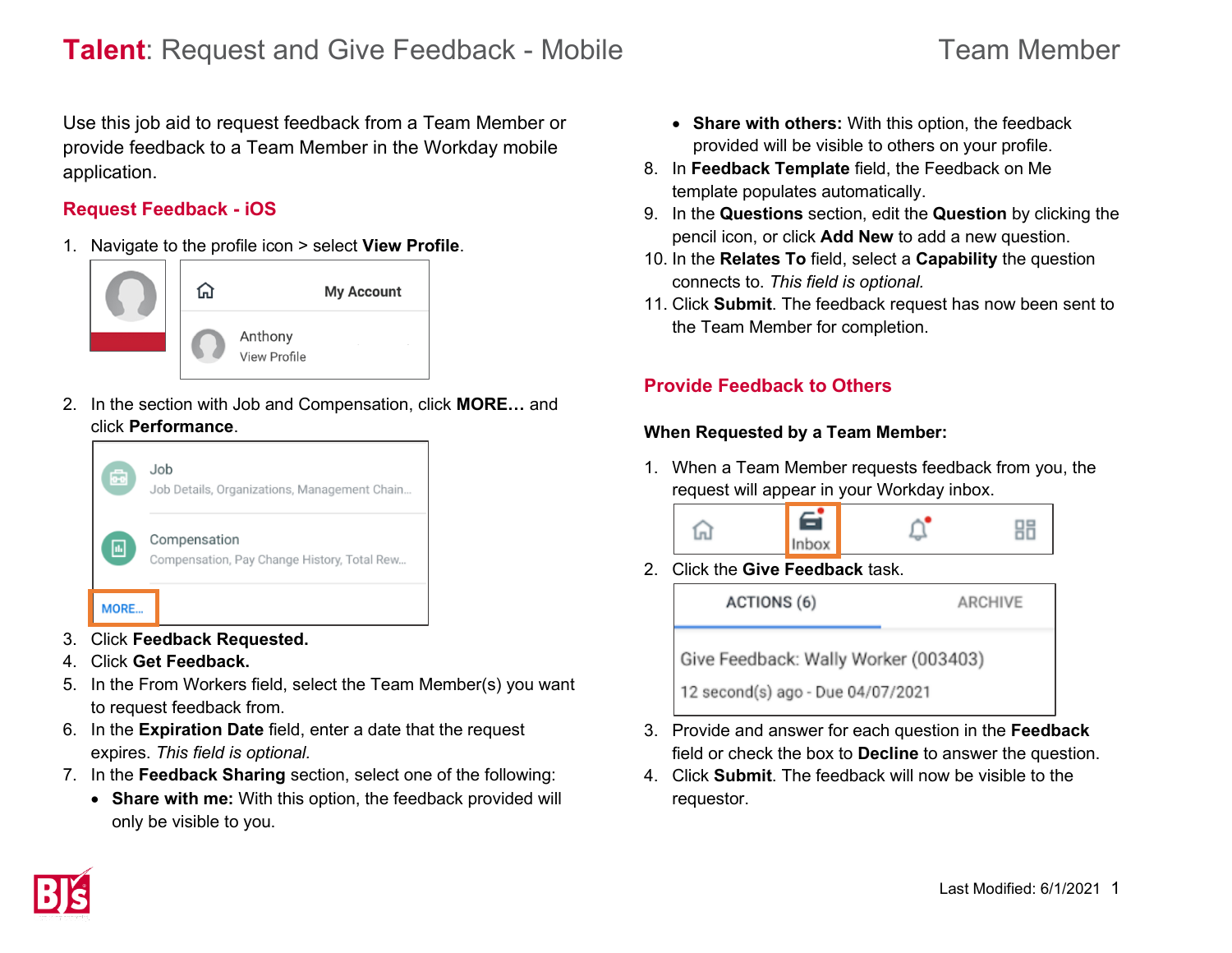# **Talent**: Request and Give Feedback - Mobile

Team Member

Use this job aid to request feedback from a Team Member or provide feedback to a Team Member in the Workday mobile application.

## Request Feedback - iOS

1. Navigate to the profile icon > select **View Profile**.
2. In the section with Job and Compensation, click **MORE…** and click **Performance**.
3. Click **Feedback Requested.**
4. Click **Get Feedback.**
5. In the From Workers field, select the Team Member(s) you want to request feedback from.
6. In the **Expiration Date** field, enter a date that the request expires. *This field is optional.*
7. In the **Feedback Sharing** section, select one of the following:
   - **Share with me:** With this option, the feedback provided will only be visible to you.
   - **Share with others:** With this option, the feedback provided will be visible to others on your profile.
8. In **Feedback Template** field, the Feedback on Me template populates automatically.
9. In the **Questions** section, edit the **Question** by clicking the pencil icon, or click **Add New** to add a new question.
10. In the **Relates To** field, select a **Capability** the question connects to. *This field is optional.*
11. Click **Submit**. The feedback request has now been sent to the Team Member for completion.

## Provide Feedback to Others

**When Requested by a Team Member:**

1. When a Team Member requests feedback from you, the request will appear in your Workday inbox.
2. Click the **Give Feedback** task.
3. Provide and answer for each question in the **Feedback** field or check the box to **Decline** to answer the question.
4. Click **Submit**. The feedback will now be visible to the requestor.

Last Modified: 6/1/2021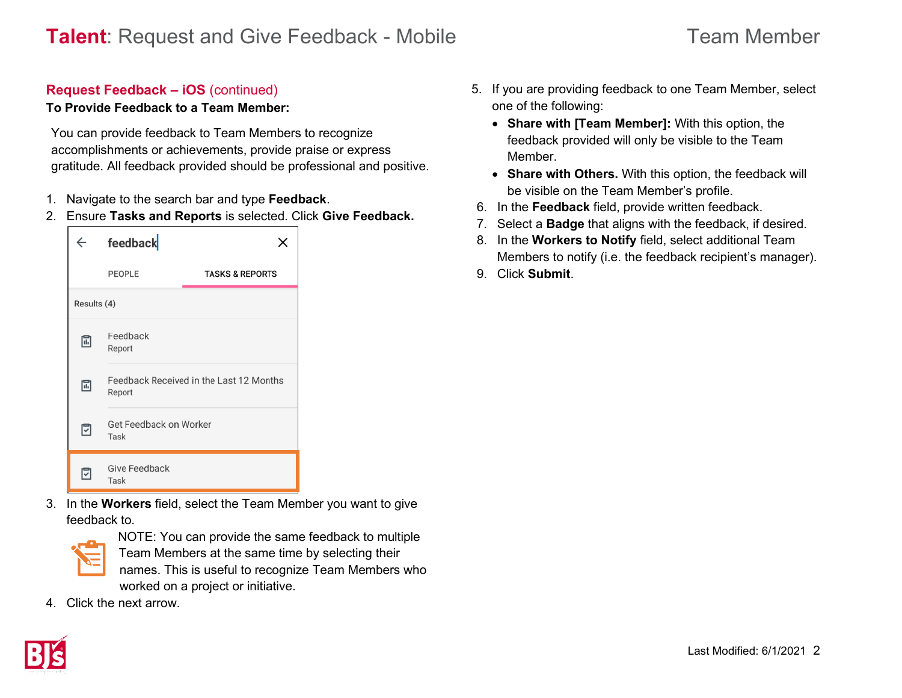## Request Feedback – iOS (continued)

**To Provide Feedback to a Team Member:**

You can provide feedback to Team Members to recognize accomplishments or achievements, provide praise or express gratitude. All feedback provided should be professional and positive.

1. Navigate to the search bar and type **Feedback**.
2. Ensure **Tasks and Reports** is selected. Click **Give Feedback.**
3. In the **Workers** field, select the Team Member you want to give feedback to.

   NOTE: You can provide the same feedback to multiple Team Members at the same time by selecting their names. This is useful to recognize Team Members who worked on a project or initiative.

4. Click the next arrow.
5. If you are providing feedback to one Team Member, select one of the following:
   - **Share with [Team Member]:** With this option, the feedback provided will only be visible to the Team Member.
   - **Share with Others.** With this option, the feedback will be visible on the Team Member's profile.
6. In the **Feedback** field, provide written feedback.
7. Select a **Badge** that aligns with the feedback, if desired.
8. In the **Workers to Notify** field, select additional Team Members to notify (i.e. the feedback recipient's manager).
9. Click **Submit**.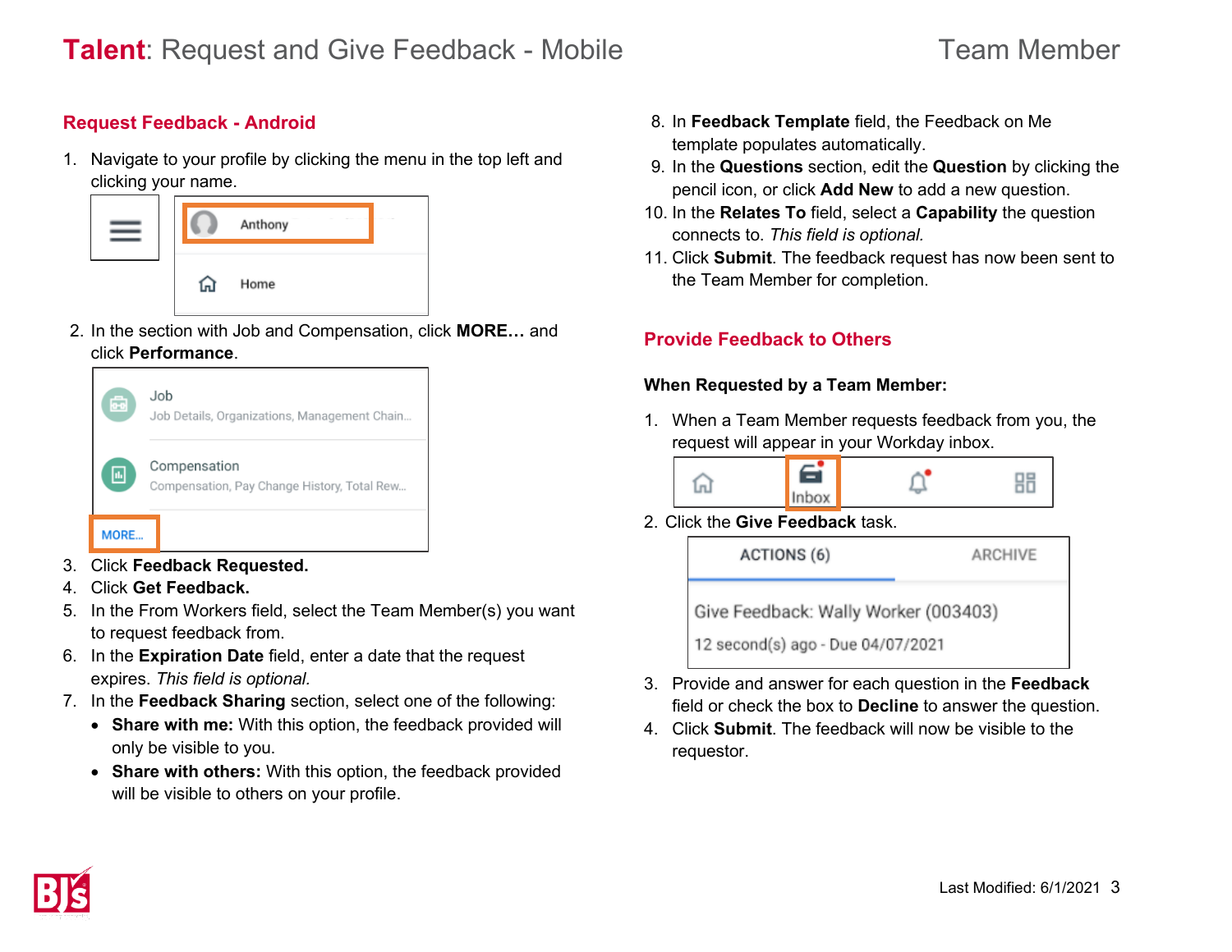# Talent: Request and Give Feedback - Mobile

Team Member

## Request Feedback - Android

1. Navigate to your profile by clicking the menu in the top left and clicking your name.
2. In the section with Job and Compensation, click **MORE…** and click **Performance**.
3. Click **Feedback Requested.**
4. Click **Get Feedback.**
5. In the From Workers field, select the Team Member(s) you want to request feedback from.
6. In the **Expiration Date** field, enter a date that the request expires. *This field is optional.*
7. In the **Feedback Sharing** section, select one of the following:
   - **Share with me:** With this option, the feedback provided will only be visible to you.
   - **Share with others:** With this option, the feedback provided will be visible to others on your profile.
8. In **Feedback Template** field, the Feedback on Me template populates automatically.
9. In the **Questions** section, edit the **Question** by clicking the pencil icon, or click **Add New** to add a new question.
10. In the **Relates To** field, select a **Capability** the question connects to. *This field is optional.*
11. Click **Submit**. The feedback request has now been sent to the Team Member for completion.

## Provide Feedback to Others

**When Requested by a Team Member:**

1. When a Team Member requests feedback from you, the request will appear in your Workday inbox.
2. Click the **Give Feedback** task.
3. Provide and answer for each question in the **Feedback** field or check the box to **Decline** to answer the question.
4. Click **Submit**. The feedback will now be visible to the requestor.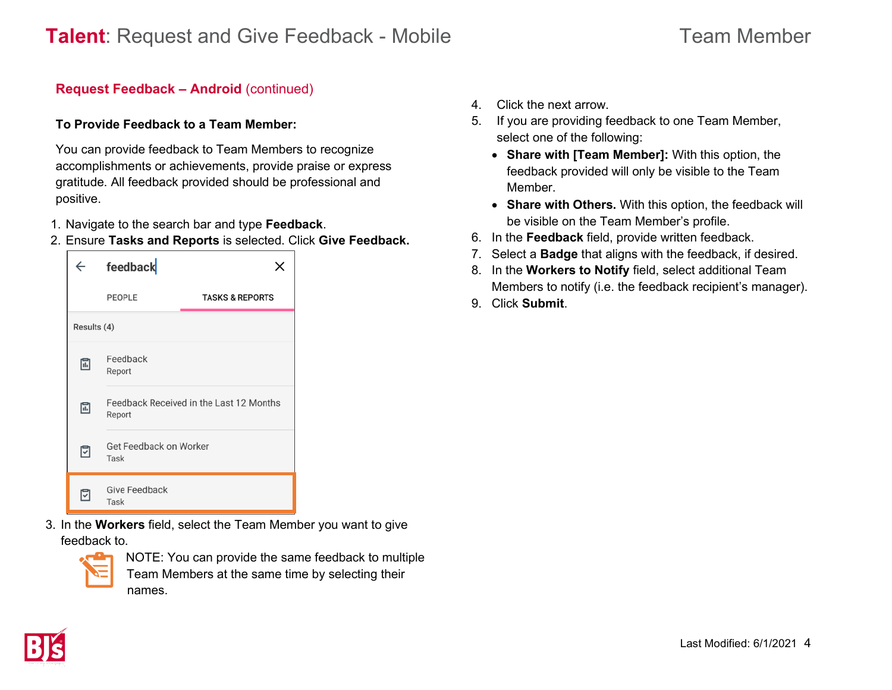# **Talent**: Request and Give Feedback - Mobile

Team Member

## **Request Feedback – Android** (continued)

**To Provide Feedback to a Team Member:**

You can provide feedback to Team Members to recognize accomplishments or achievements, provide praise or express gratitude. All feedback provided should be professional and positive.

1. Navigate to the search bar and type **Feedback**.
2. Ensure **Tasks and Reports** is selected. Click **Give Feedback.**

feedback

PEOPLE

TASKS & REPORTS

Results (4)

Feedback
Report

Feedback Received in the Last 12 Months
Report

Get Feedback on Worker
Task

Give Feedback
Task

3. In the **Workers** field, select the Team Member you want to give feedback to.

NOTE: You can provide the same feedback to multiple Team Members at the same time by selecting their names.

4. Click the next arrow.
5. If you are providing feedback to one Team Member, select one of the following:
   - **Share with [Team Member]:** With this option, the feedback provided will only be visible to the Team Member.
   - **Share with Others.** With this option, the feedback will be visible on the Team Member's profile.
6. In the **Feedback** field, provide written feedback.
7. Select a **Badge** that aligns with the feedback, if desired.
8. In the **Workers to Notify** field, select additional Team Members to notify (i.e. the feedback recipient's manager).
9. Click **Submit**.

Last Modified: 6/1/2021